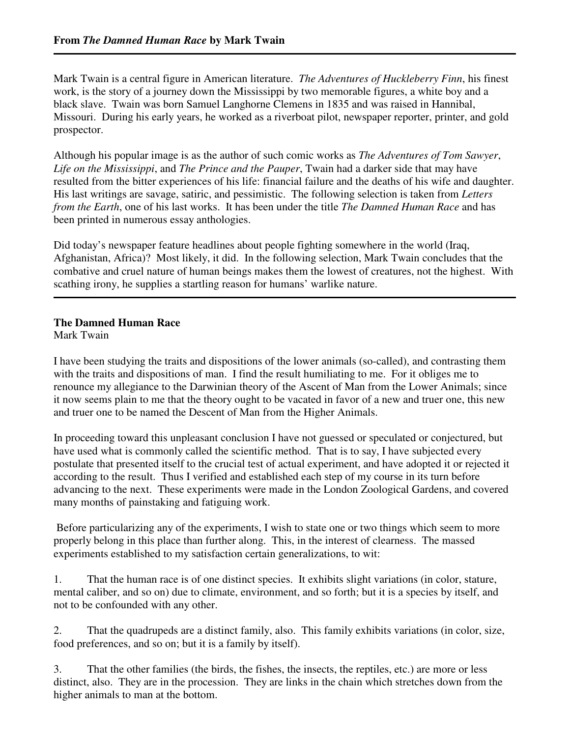**From *The Damned Human Race* by Mark Twain**

---

Mark Twain is a central figure in American literature. *The Adventures of Huckleberry Finn*, his finest work, is the story of a journey down the Mississippi by two memorable figures, a white boy and a black slave. Twain was born Samuel Langhorne Clemens in 1835 and was raised in Hannibal, Missouri. During his early years, he worked as a riverboat pilot, newspaper reporter, printer, and gold prospector.

Although his popular image is as the author of such comic works as *The Adventures of Tom Sawyer*, *Life on the Mississippi*, and *The Prince and the Pauper*, Twain had a darker side that may have resulted from the bitter experiences of his life: financial failure and the deaths of his wife and daughter. His last writings are savage, satiric, and pessimistic. The following selection is taken from *Letters from the Earth*, one of his last works. It has been under the title *The Damned Human Race* and has been printed in numerous essay anthologies.

Did today's newspaper feature headlines about people fighting somewhere in the world (Iraq, Afghanistan, Africa)? Most likely, it did. In the following selection, Mark Twain concludes that the combative and cruel nature of human beings makes them the lowest of creatures, not the highest. With scathing irony, he supplies a startling reason for humans' warlike nature.

---

## The Damned Human Race

Mark Twain

I have been studying the traits and dispositions of the lower animals (so-called), and contrasting them with the traits and dispositions of man. I find the result humiliating to me. For it obliges me to renounce my allegiance to the Darwinian theory of the Ascent of Man from the Lower Animals; since it now seems plain to me that the theory ought to be vacated in favor of a new and truer one, this new and truer one to be named the Descent of Man from the Higher Animals.

In proceeding toward this unpleasant conclusion I have not guessed or speculated or conjectured, but have used what is commonly called the scientific method. That is to say, I have subjected every postulate that presented itself to the crucial test of actual experiment, and have adopted it or rejected it according to the result. Thus I verified and established each step of my course in its turn before advancing to the next. These experiments were made in the London Zoological Gardens, and covered many months of painstaking and fatiguing work.

Before particularizing any of the experiments, I wish to state one or two things which seem to more properly belong in this place than further along. This, in the interest of clearness. The massed experiments established to my satisfaction certain generalizations, to wit:

1. That the human race is of one distinct species. It exhibits slight variations (in color, stature, mental caliber, and so on) due to climate, environment, and so forth; but it is a species by itself, and not to be confounded with any other.

2. That the quadrupeds are a distinct family, also. This family exhibits variations (in color, size, food preferences, and so on; but it is a family by itself).

3. That the other families (the birds, the fishes, the insects, the reptiles, etc.) are more or less distinct, also. They are in the procession. They are links in the chain which stretches down from the higher animals to man at the bottom.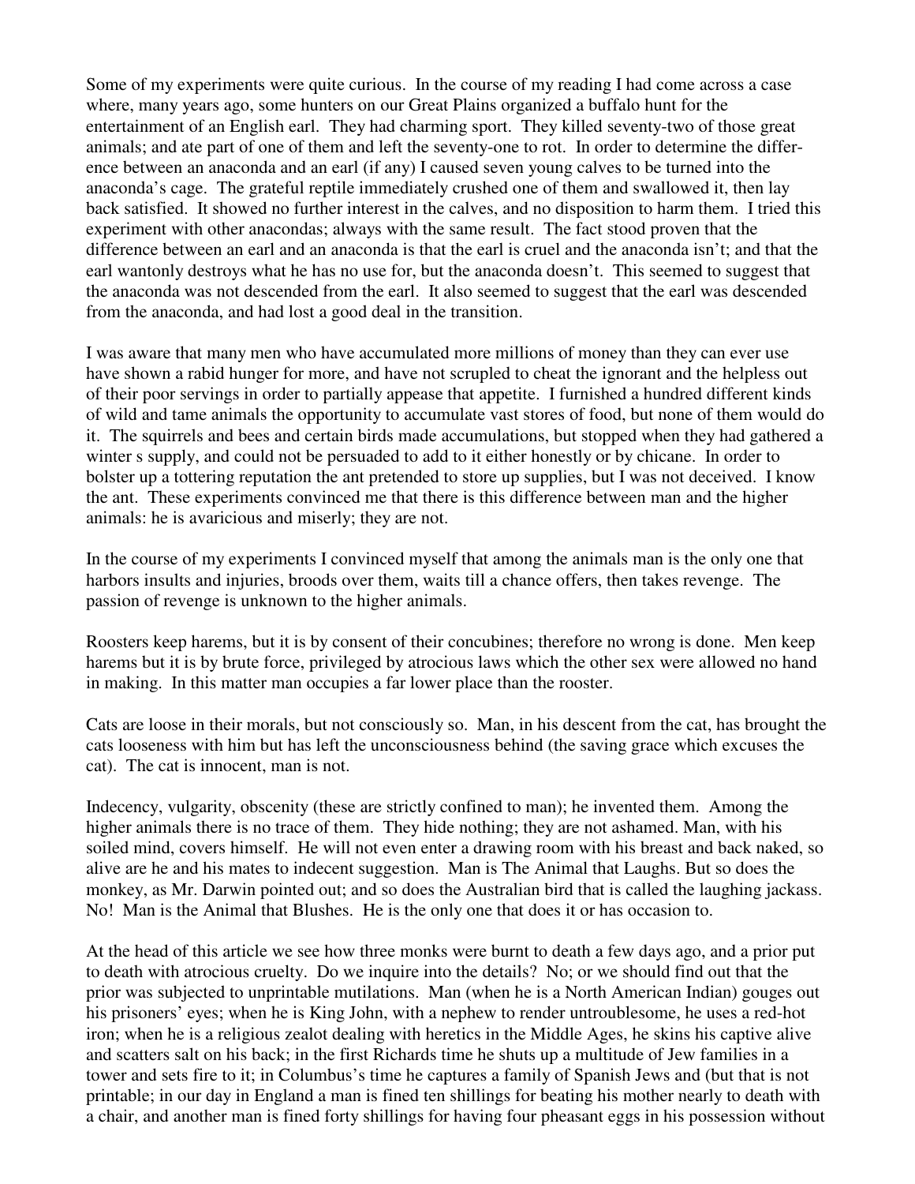Some of my experiments were quite curious. In the course of my reading I had come across a case where, many years ago, some hunters on our Great Plains organized a buffalo hunt for the entertainment of an English earl. They had charming sport. They killed seventy-two of those great animals; and ate part of one of them and left the seventy-one to rot. In order to determine the difference between an anaconda and an earl (if any) I caused seven young calves to be turned into the anaconda's cage. The grateful reptile immediately crushed one of them and swallowed it, then lay back satisfied. It showed no further interest in the calves, and no disposition to harm them. I tried this experiment with other anacondas; always with the same result. The fact stood proven that the difference between an earl and an anaconda is that the earl is cruel and the anaconda isn't; and that the earl wantonly destroys what he has no use for, but the anaconda doesn't. This seemed to suggest that the anaconda was not descended from the earl. It also seemed to suggest that the earl was descended from the anaconda, and had lost a good deal in the transition.

I was aware that many men who have accumulated more millions of money than they can ever use have shown a rabid hunger for more, and have not scrupled to cheat the ignorant and the helpless out of their poor servings in order to partially appease that appetite. I furnished a hundred different kinds of wild and tame animals the opportunity to accumulate vast stores of food, but none of them would do it. The squirrels and bees and certain birds made accumulations, but stopped when they had gathered a winter s supply, and could not be persuaded to add to it either honestly or by chicane. In order to bolster up a tottering reputation the ant pretended to store up supplies, but I was not deceived. I know the ant. These experiments convinced me that there is this difference between man and the higher animals: he is avaricious and miserly; they are not.

In the course of my experiments I convinced myself that among the animals man is the only one that harbors insults and injuries, broods over them, waits till a chance offers, then takes revenge. The passion of revenge is unknown to the higher animals.

Roosters keep harems, but it is by consent of their concubines; therefore no wrong is done. Men keep harems but it is by brute force, privileged by atrocious laws which the other sex were allowed no hand in making. In this matter man occupies a far lower place than the rooster.

Cats are loose in their morals, but not consciously so. Man, in his descent from the cat, has brought the cats looseness with him but has left the unconsciousness behind (the saving grace which excuses the cat). The cat is innocent, man is not.

Indecency, vulgarity, obscenity (these are strictly confined to man); he invented them. Among the higher animals there is no trace of them. They hide nothing; they are not ashamed. Man, with his soiled mind, covers himself. He will not even enter a drawing room with his breast and back naked, so alive are he and his mates to indecent suggestion. Man is The Animal that Laughs. But so does the monkey, as Mr. Darwin pointed out; and so does the Australian bird that is called the laughing jackass. No! Man is the Animal that Blushes. He is the only one that does it or has occasion to.

At the head of this article we see how three monks were burnt to death a few days ago, and a prior put to death with atrocious cruelty. Do we inquire into the details? No; or we should find out that the prior was subjected to unprintable mutilations. Man (when he is a North American Indian) gouges out his prisoners' eyes; when he is King John, with a nephew to render untroublesome, he uses a red-hot iron; when he is a religious zealot dealing with heretics in the Middle Ages, he skins his captive alive and scatters salt on his back; in the first Richards time he shuts up a multitude of Jew families in a tower and sets fire to it; in Columbus's time he captures a family of Spanish Jews and (but that is not printable; in our day in England a man is fined ten shillings for beating his mother nearly to death with a chair, and another man is fined forty shillings for having four pheasant eggs in his possession without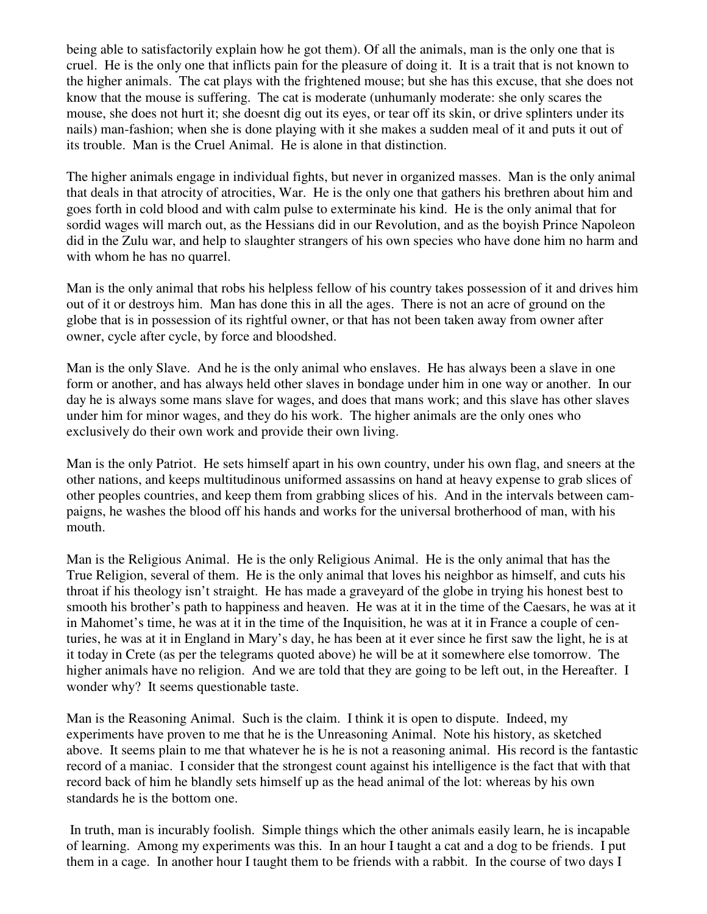being able to satisfactorily explain how he got them). Of all the animals, man is the only one that is cruel. He is the only one that inflicts pain for the pleasure of doing it. It is a trait that is not known to the higher animals. The cat plays with the frightened mouse; but she has this excuse, that she does not know that the mouse is suffering. The cat is moderate (unhumanly moderate: she only scares the mouse, she does not hurt it; she doesnt dig out its eyes, or tear off its skin, or drive splinters under its nails) man-fashion; when she is done playing with it she makes a sudden meal of it and puts it out of its trouble. Man is the Cruel Animal. He is alone in that distinction.

The higher animals engage in individual fights, but never in organized masses. Man is the only animal that deals in that atrocity of atrocities, War. He is the only one that gathers his brethren about him and goes forth in cold blood and with calm pulse to exterminate his kind. He is the only animal that for sordid wages will march out, as the Hessians did in our Revolution, and as the boyish Prince Napoleon did in the Zulu war, and help to slaughter strangers of his own species who have done him no harm and with whom he has no quarrel.

Man is the only animal that robs his helpless fellow of his country takes possession of it and drives him out of it or destroys him. Man has done this in all the ages. There is not an acre of ground on the globe that is in possession of its rightful owner, or that has not been taken away from owner after owner, cycle after cycle, by force and bloodshed.

Man is the only Slave. And he is the only animal who enslaves. He has always been a slave in one form or another, and has always held other slaves in bondage under him in one way or another. In our day he is always some mans slave for wages, and does that mans work; and this slave has other slaves under him for minor wages, and they do his work. The higher animals are the only ones who exclusively do their own work and provide their own living.

Man is the only Patriot. He sets himself apart in his own country, under his own flag, and sneers at the other nations, and keeps multitudinous uniformed assassins on hand at heavy expense to grab slices of other peoples countries, and keep them from grabbing slices of his. And in the intervals between campaigns, he washes the blood off his hands and works for the universal brotherhood of man, with his mouth.

Man is the Religious Animal. He is the only Religious Animal. He is the only animal that has the True Religion, several of them. He is the only animal that loves his neighbor as himself, and cuts his throat if his theology isn't straight. He has made a graveyard of the globe in trying his honest best to smooth his brother's path to happiness and heaven. He was at it in the time of the Caesars, he was at it in Mahomet's time, he was at it in the time of the Inquisition, he was at it in France a couple of centuries, he was at it in England in Mary's day, he has been at it ever since he first saw the light, he is at it today in Crete (as per the telegrams quoted above) he will be at it somewhere else tomorrow. The higher animals have no religion. And we are told that they are going to be left out, in the Hereafter. I wonder why? It seems questionable taste.

Man is the Reasoning Animal. Such is the claim. I think it is open to dispute. Indeed, my experiments have proven to me that he is the Unreasoning Animal. Note his history, as sketched above. It seems plain to me that whatever he is he is not a reasoning animal. His record is the fantastic record of a maniac. I consider that the strongest count against his intelligence is the fact that with that record back of him he blandly sets himself up as the head animal of the lot: whereas by his own standards he is the bottom one.

In truth, man is incurably foolish. Simple things which the other animals easily learn, he is incapable of learning. Among my experiments was this. In an hour I taught a cat and a dog to be friends. I put them in a cage. In another hour I taught them to be friends with a rabbit. In the course of two days I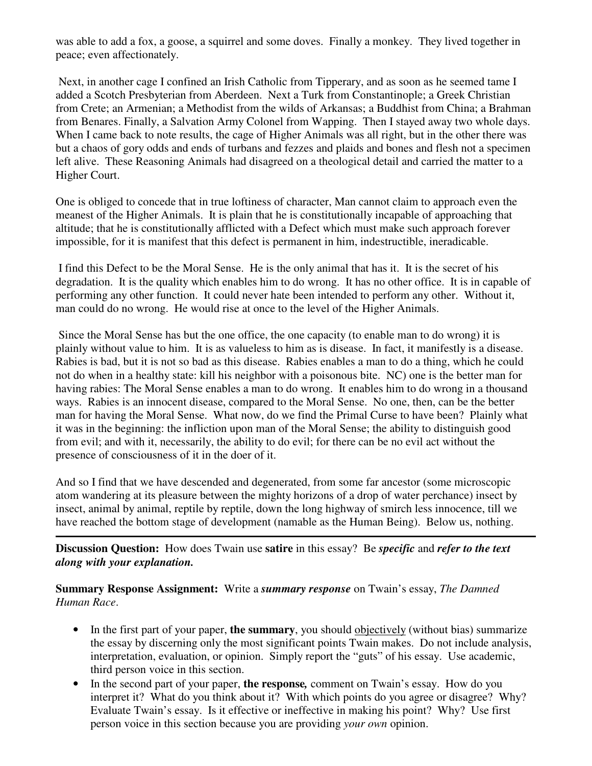was able to add a fox, a goose, a squirrel and some doves. Finally a monkey. They lived together in peace; even affectionately.

Next, in another cage I confined an Irish Catholic from Tipperary, and as soon as he seemed tame I added a Scotch Presbyterian from Aberdeen. Next a Turk from Constantinople; a Greek Christian from Crete; an Armenian; a Methodist from the wilds of Arkansas; a Buddhist from China; a Brahman from Benares. Finally, a Salvation Army Colonel from Wapping. Then I stayed away two whole days. When I came back to note results, the cage of Higher Animals was all right, but in the other there was but a chaos of gory odds and ends of turbans and fezzes and plaids and bones and flesh not a specimen left alive. These Reasoning Animals had disagreed on a theological detail and carried the matter to a Higher Court.

One is obliged to concede that in true loftiness of character, Man cannot claim to approach even the meanest of the Higher Animals. It is plain that he is constitutionally incapable of approaching that altitude; that he is constitutionally afflicted with a Defect which must make such approach forever impossible, for it is manifest that this defect is permanent in him, indestructible, ineradicable.

I find this Defect to be the Moral Sense. He is the only animal that has it. It is the secret of his degradation. It is the quality which enables him to do wrong. It has no other office. It is in capable of performing any other function. It could never hate been intended to perform any other. Without it, man could do no wrong. He would rise at once to the level of the Higher Animals.

Since the Moral Sense has but the one office, the one capacity (to enable man to do wrong) it is plainly without value to him. It is as valueless to him as is disease. In fact, it manifestly is a disease. Rabies is bad, but it is not so bad as this disease. Rabies enables a man to do a thing, which he could not do when in a healthy state: kill his neighbor with a poisonous bite. NC) one is the better man for having rabies: The Moral Sense enables a man to do wrong. It enables him to do wrong in a thousand ways. Rabies is an innocent disease, compared to the Moral Sense. No one, then, can be the better man for having the Moral Sense. What now, do we find the Primal Curse to have been? Plainly what it was in the beginning: the infliction upon man of the Moral Sense; the ability to distinguish good from evil; and with it, necessarily, the ability to do evil; for there can be no evil act without the presence of consciousness of it in the doer of it.

And so I find that we have descended and degenerated, from some far ancestor (some microscopic atom wandering at its pleasure between the mighty horizons of a drop of water perchance) insect by insect, animal by animal, reptile by reptile, down the long highway of smirch less innocence, till we have reached the bottom stage of development (namable as the Human Being). Below us, nothing.

---

**Discussion Question:** How does Twain use **satire** in this essay? Be ***specific*** and ***refer to the text along with your explanation.***

**Summary Response Assignment:** Write a ***summary response*** on Twain's essay, *The Damned Human Race*.

- In the first part of your paper, **the summary**, you should objectively (without bias) summarize the essay by discerning only the most significant points Twain makes. Do not include analysis, interpretation, evaluation, or opinion. Simply report the "guts" of his essay. Use academic, third person voice in this section.
- In the second part of your paper, **the response,** comment on Twain's essay. How do you interpret it? What do you think about it? With which points do you agree or disagree? Why? Evaluate Twain's essay. Is it effective or ineffective in making his point? Why? Use first person voice in this section because you are providing *your own* opinion.